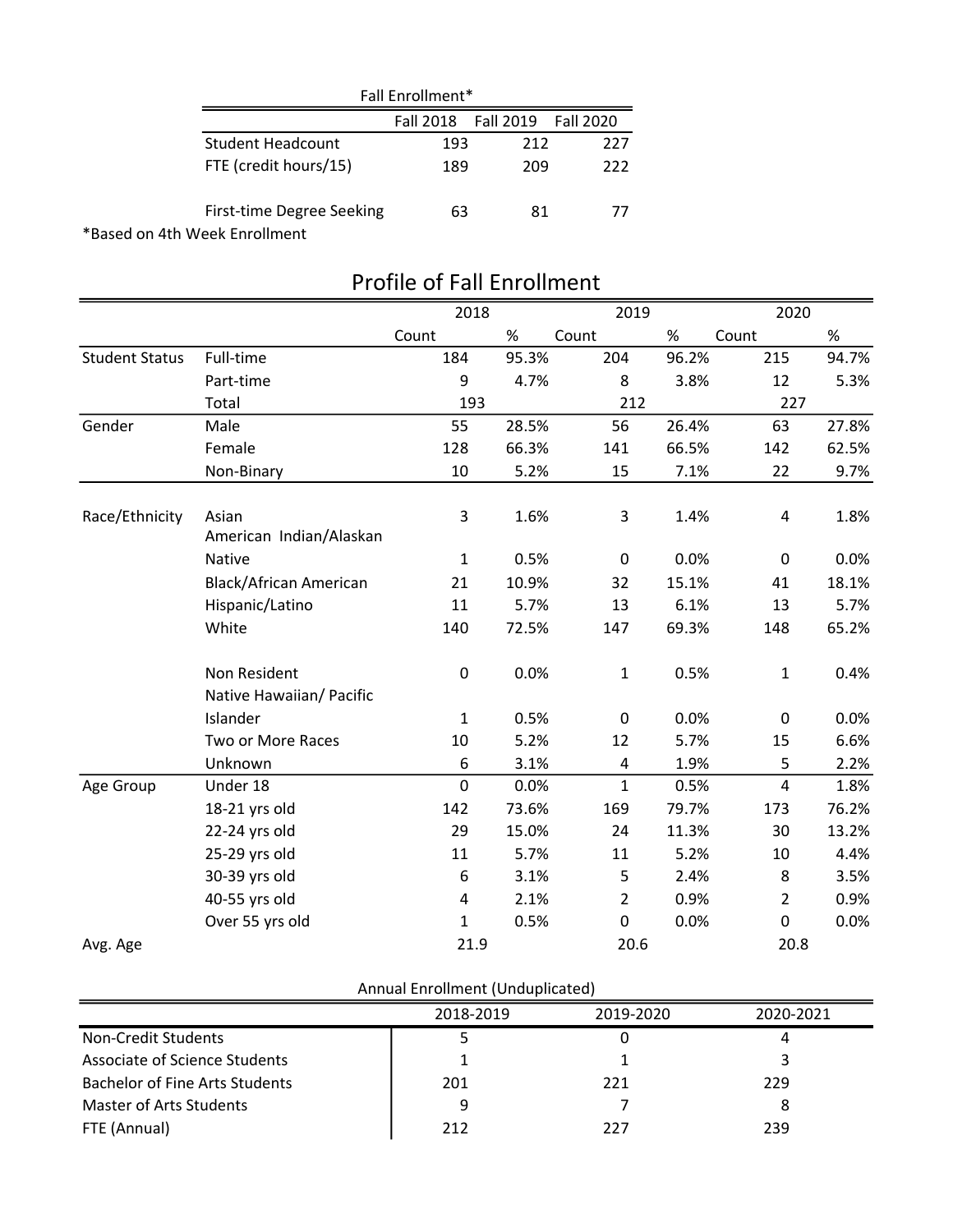Fall Enrollment*

| | Fall 2018 | Fall 2019 | Fall 2020 |
|---|---|---|---|
| Student Headcount | 193 | 212 | 227 |
| FTE (credit hours/15) | 189 | 209 | 222 |
| | | | |
| First-time Degree Seeking | 63 | 81 | 77 |

*Based on 4th Week Enrollment

## Profile of Fall Enrollment

| | | 2018 | | 2019 | | 2020 | |
|---|---|---|---|---|---|---|---|
| | | Count | % | Count | % | Count | % |
| Student Status | Full-time | 184 | 95.3% | 204 | 96.2% | 215 | 94.7% |
| | Part-time | 9 | 4.7% | 8 | 3.8% | 12 | 5.3% |
| | Total | 193 | | 212 | | 227 | |
| Gender | Male | 55 | 28.5% | 56 | 26.4% | 63 | 27.8% |
| | Female | 128 | 66.3% | 141 | 66.5% | 142 | 62.5% |
| | Non-Binary | 10 | 5.2% | 15 | 7.1% | 22 | 9.7% |
| Race/Ethnicity | Asian | 3 | 1.6% | 3 | 1.4% | 4 | 1.8% |
| | American Indian/Alaskan Native | 1 | 0.5% | 0 | 0.0% | 0 | 0.0% |
| | Black/African American | 21 | 10.9% | 32 | 15.1% | 41 | 18.1% |
| | Hispanic/Latino | 11 | 5.7% | 13 | 6.1% | 13 | 5.7% |
| | White | 140 | 72.5% | 147 | 69.3% | 148 | 65.2% |
| | Non Resident | 0 | 0.0% | 1 | 0.5% | 1 | 0.4% |
| | Native Hawaiian/ Pacific Islander | 1 | 0.5% | 0 | 0.0% | 0 | 0.0% |
| | Two or More Races | 10 | 5.2% | 12 | 5.7% | 15 | 6.6% |
| | Unknown | 6 | 3.1% | 4 | 1.9% | 5 | 2.2% |
| Age Group | Under 18 | 0 | 0.0% | 1 | 0.5% | 4 | 1.8% |
| | 18-21 yrs old | 142 | 73.6% | 169 | 79.7% | 173 | 76.2% |
| | 22-24 yrs old | 29 | 15.0% | 24 | 11.3% | 30 | 13.2% |
| | 25-29 yrs old | 11 | 5.7% | 11 | 5.2% | 10 | 4.4% |
| | 30-39 yrs old | 6 | 3.1% | 5 | 2.4% | 8 | 3.5% |
| | 40-55 yrs old | 4 | 2.1% | 2 | 0.9% | 2 | 0.9% |
| | Over 55 yrs old | 1 | 0.5% | 0 | 0.0% | 0 | 0.0% |
| Avg. Age | | 21.9 | | 20.6 | | 20.8 | |

Annual Enrollment (Unduplicated)

| | 2018-2019 | 2019-2020 | 2020-2021 |
|---|---|---|---|
| Non-Credit Students | 5 | 0 | 4 |
| Associate of Science Students | 1 | 1 | 3 |
| Bachelor of Fine Arts Students | 201 | 221 | 229 |
| Master of Arts Students | 9 | 7 | 8 |
| FTE (Annual) | 212 | 227 | 239 |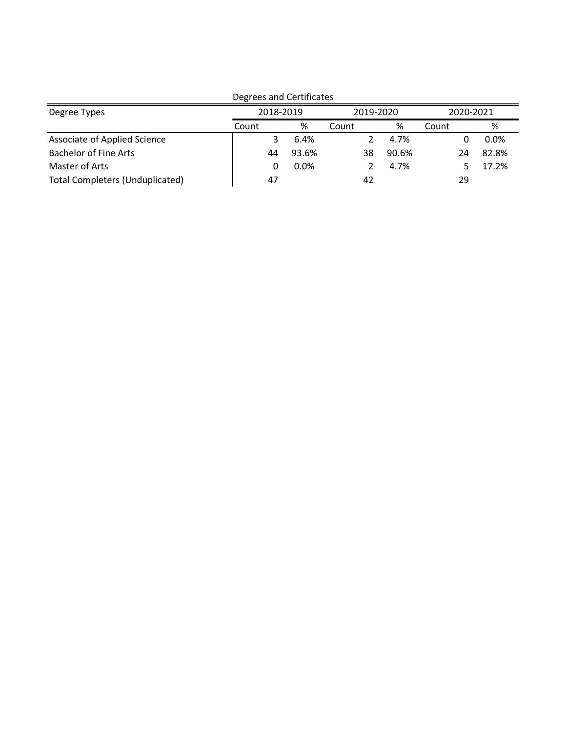Degrees and Certificates

| Degree Types | 2018-2019 | | 2019-2020 | | 2020-2021 | |
|---|---|---|---|---|---|---|
| | Count | % | Count | % | Count | % |
| Associate of Applied Science | 3 | 6.4% | 2 | 4.7% | 0 | 0.0% |
| Bachelor of Fine Arts | 44 | 93.6% | 38 | 90.6% | 24 | 82.8% |
| Master of Arts | 0 | 0.0% | 2 | 4.7% | 5 | 17.2% |
| Total Completers (Unduplicated) | 47 | | 42 | | 29 | |